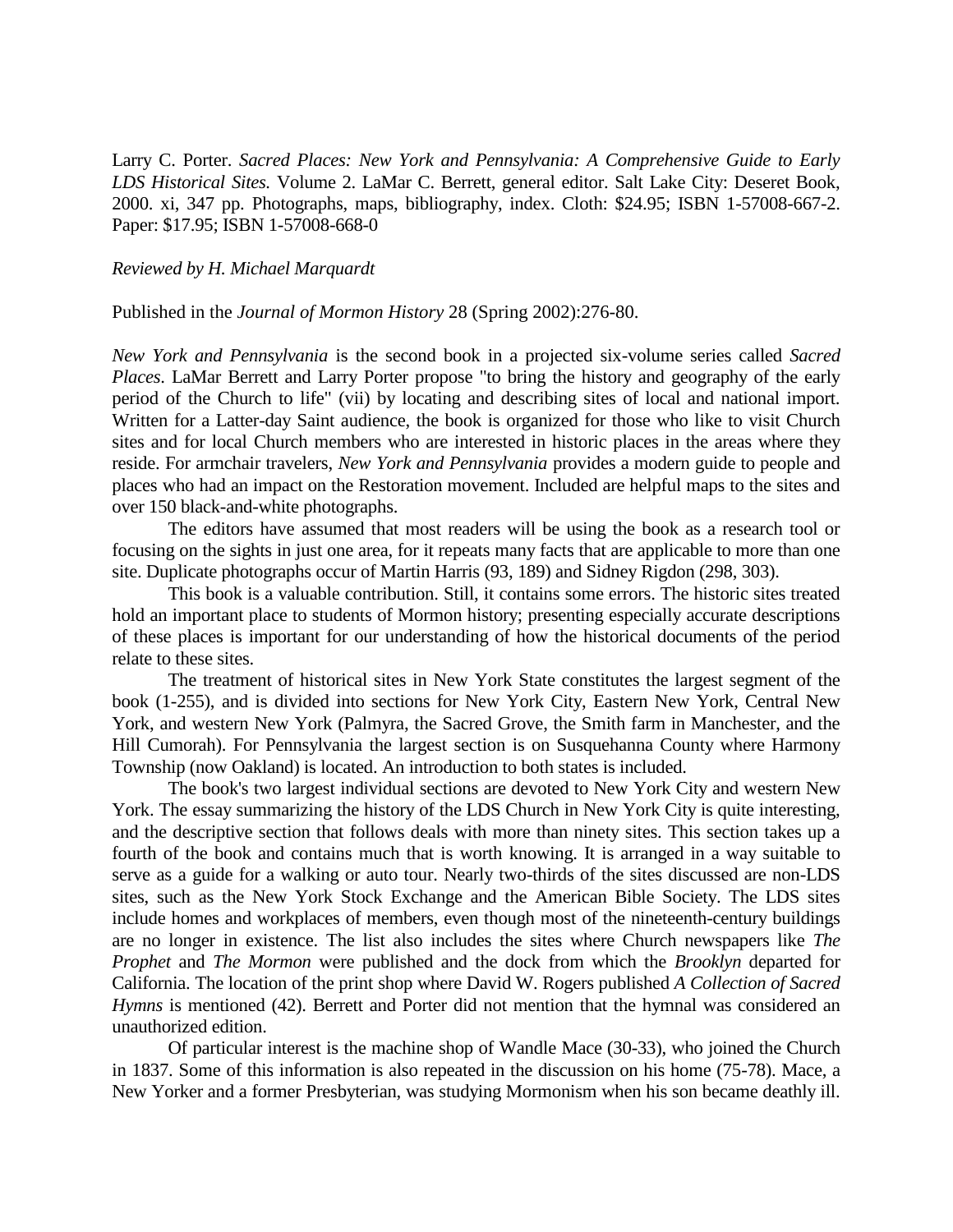Larry C. Porter. *Sacred Places: New York and Pennsylvania: A Comprehensive Guide to Early LDS Historical Sites.* Volume 2. LaMar C. Berrett, general editor. Salt Lake City: Deseret Book, 2000. xi, 347 pp. Photographs, maps, bibliography, index. Cloth: $24.95; ISBN 1-57008-667-2. Paper: $17.95; ISBN 1-57008-668-0

*Reviewed by H. Michael Marquardt*

Published in the *Journal of Mormon History* 28 (Spring 2002):276-80.

*New York and Pennsylvania* is the second book in a projected six-volume series called *Sacred Places*. LaMar Berrett and Larry Porter propose "to bring the history and geography of the early period of the Church to life" (vii) by locating and describing sites of local and national import. Written for a Latter-day Saint audience, the book is organized for those who like to visit Church sites and for local Church members who are interested in historic places in the areas where they reside. For armchair travelers, *New York and Pennsylvania* provides a modern guide to people and places who had an impact on the Restoration movement. Included are helpful maps to the sites and over 150 black-and-white photographs.

The editors have assumed that most readers will be using the book as a research tool or focusing on the sights in just one area, for it repeats many facts that are applicable to more than one site. Duplicate photographs occur of Martin Harris (93, 189) and Sidney Rigdon (298, 303).

This book is a valuable contribution. Still, it contains some errors. The historic sites treated hold an important place to students of Mormon history; presenting especially accurate descriptions of these places is important for our understanding of how the historical documents of the period relate to these sites.

The treatment of historical sites in New York State constitutes the largest segment of the book (1-255), and is divided into sections for New York City, Eastern New York, Central New York, and western New York (Palmyra, the Sacred Grove, the Smith farm in Manchester, and the Hill Cumorah). For Pennsylvania the largest section is on Susquehanna County where Harmony Township (now Oakland) is located. An introduction to both states is included.

The book's two largest individual sections are devoted to New York City and western New York. The essay summarizing the history of the LDS Church in New York City is quite interesting, and the descriptive section that follows deals with more than ninety sites. This section takes up a fourth of the book and contains much that is worth knowing. It is arranged in a way suitable to serve as a guide for a walking or auto tour. Nearly two-thirds of the sites discussed are non-LDS sites, such as the New York Stock Exchange and the American Bible Society. The LDS sites include homes and workplaces of members, even though most of the nineteenth-century buildings are no longer in existence. The list also includes the sites where Church newspapers like *The Prophet* and *The Mormon* were published and the dock from which the *Brooklyn* departed for California. The location of the print shop where David W. Rogers published *A Collection of Sacred Hymns* is mentioned (42). Berrett and Porter did not mention that the hymnal was considered an unauthorized edition.

Of particular interest is the machine shop of Wandle Mace (30-33), who joined the Church in 1837. Some of this information is also repeated in the discussion on his home (75-78). Mace, a New Yorker and a former Presbyterian, was studying Mormonism when his son became deathly ill.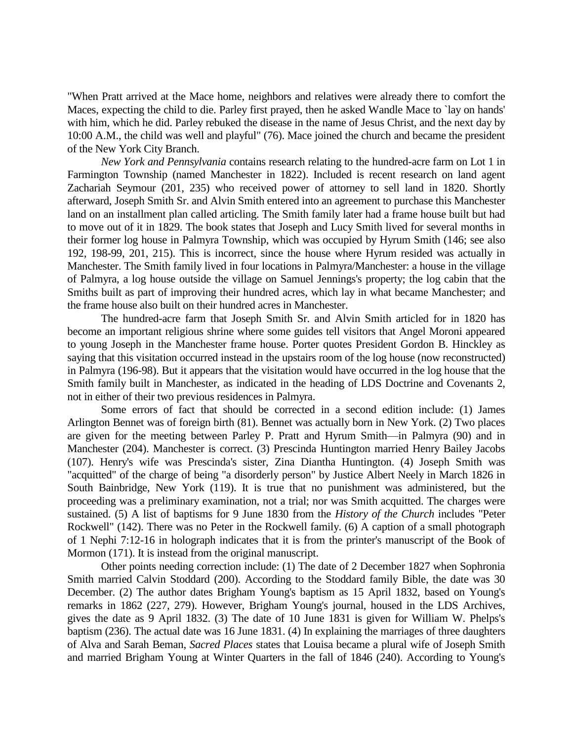"When Pratt arrived at the Mace home, neighbors and relatives were already there to comfort the Maces, expecting the child to die. Parley first prayed, then he asked Wandle Mace to `lay on hands' with him, which he did. Parley rebuked the disease in the name of Jesus Christ, and the next day by 10:00 A.M., the child was well and playful" (76). Mace joined the church and became the president of the New York City Branch.

*New York and Pennsylvania* contains research relating to the hundred-acre farm on Lot 1 in Farmington Township (named Manchester in 1822). Included is recent research on land agent Zachariah Seymour (201, 235) who received power of attorney to sell land in 1820. Shortly afterward, Joseph Smith Sr. and Alvin Smith entered into an agreement to purchase this Manchester land on an installment plan called articling. The Smith family later had a frame house built but had to move out of it in 1829. The book states that Joseph and Lucy Smith lived for several months in their former log house in Palmyra Township, which was occupied by Hyrum Smith (146; see also 192, 198-99, 201, 215). This is incorrect, since the house where Hyrum resided was actually in Manchester. The Smith family lived in four locations in Palmyra/Manchester: a house in the village of Palmyra, a log house outside the village on Samuel Jennings's property; the log cabin that the Smiths built as part of improving their hundred acres, which lay in what became Manchester; and the frame house also built on their hundred acres in Manchester.

The hundred-acre farm that Joseph Smith Sr. and Alvin Smith articled for in 1820 has become an important religious shrine where some guides tell visitors that Angel Moroni appeared to young Joseph in the Manchester frame house. Porter quotes President Gordon B. Hinckley as saying that this visitation occurred instead in the upstairs room of the log house (now reconstructed) in Palmyra (196-98). But it appears that the visitation would have occurred in the log house that the Smith family built in Manchester, as indicated in the heading of LDS Doctrine and Covenants 2, not in either of their two previous residences in Palmyra.

Some errors of fact that should be corrected in a second edition include: (1) James Arlington Bennet was of foreign birth (81). Bennet was actually born in New York. (2) Two places are given for the meeting between Parley P. Pratt and Hyrum Smith—in Palmyra (90) and in Manchester (204). Manchester is correct. (3) Prescinda Huntington married Henry Bailey Jacobs (107). Henry's wife was Prescinda's sister, Zina Diantha Huntington. (4) Joseph Smith was "acquitted" of the charge of being "a disorderly person" by Justice Albert Neely in March 1826 in South Bainbridge, New York (119). It is true that no punishment was administered, but the proceeding was a preliminary examination, not a trial; nor was Smith acquitted. The charges were sustained. (5) A list of baptisms for 9 June 1830 from the *History of the Church* includes "Peter Rockwell" (142). There was no Peter in the Rockwell family. (6) A caption of a small photograph of 1 Nephi 7:12-16 in holograph indicates that it is from the printer's manuscript of the Book of Mormon (171). It is instead from the original manuscript.

Other points needing correction include: (1) The date of 2 December 1827 when Sophronia Smith married Calvin Stoddard (200). According to the Stoddard family Bible, the date was 30 December. (2) The author dates Brigham Young's baptism as 15 April 1832, based on Young's remarks in 1862 (227, 279). However, Brigham Young's journal, housed in the LDS Archives, gives the date as 9 April 1832. (3) The date of 10 June 1831 is given for William W. Phelps's baptism (236). The actual date was 16 June 1831. (4) In explaining the marriages of three daughters of Alva and Sarah Beman, *Sacred Places* states that Louisa became a plural wife of Joseph Smith and married Brigham Young at Winter Quarters in the fall of 1846 (240). According to Young's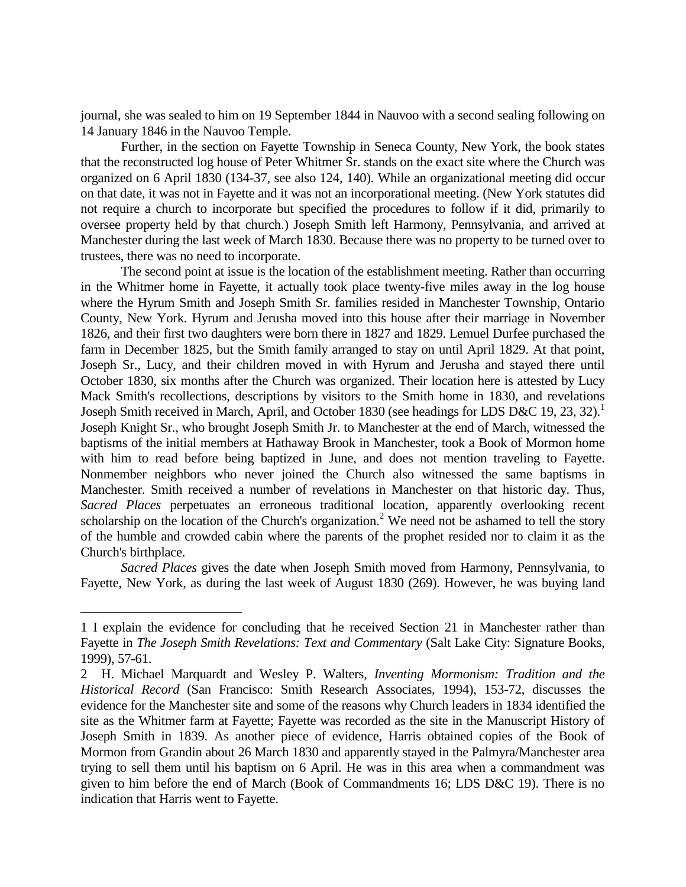journal, she was sealed to him on 19 September 1844 in Nauvoo with a second sealing following on 14 January 1846 in the Nauvoo Temple.

Further, in the section on Fayette Township in Seneca County, New York, the book states that the reconstructed log house of Peter Whitmer Sr. stands on the exact site where the Church was organized on 6 April 1830 (134-37, see also 124, 140). While an organizational meeting did occur on that date, it was not in Fayette and it was not an incorporational meeting. (New York statutes did not require a church to incorporate but specified the procedures to follow if it did, primarily to oversee property held by that church.) Joseph Smith left Harmony, Pennsylvania, and arrived at Manchester during the last week of March 1830. Because there was no property to be turned over to trustees, there was no need to incorporate.

The second point at issue is the location of the establishment meeting. Rather than occurring in the Whitmer home in Fayette, it actually took place twenty-five miles away in the log house where the Hyrum Smith and Joseph Smith Sr. families resided in Manchester Township, Ontario County, New York. Hyrum and Jerusha moved into this house after their marriage in November 1826, and their first two daughters were born there in 1827 and 1829. Lemuel Durfee purchased the farm in December 1825, but the Smith family arranged to stay on until April 1829. At that point, Joseph Sr., Lucy, and their children moved in with Hyrum and Jerusha and stayed there until October 1830, six months after the Church was organized. Their location here is attested by Lucy Mack Smith's recollections, descriptions by visitors to the Smith home in 1830, and revelations Joseph Smith received in March, April, and October 1830 (see headings for LDS D&C 19, 23, 32).[1] Joseph Knight Sr., who brought Joseph Smith Jr. to Manchester at the end of March, witnessed the baptisms of the initial members at Hathaway Brook in Manchester, took a Book of Mormon home with him to read before being baptized in June, and does not mention traveling to Fayette. Nonmember neighbors who never joined the Church also witnessed the same baptisms in Manchester. Smith received a number of revelations in Manchester on that historic day. Thus, *Sacred Places* perpetuates an erroneous traditional location, apparently overlooking recent scholarship on the location of the Church's organization.[2] We need not be ashamed to tell the story of the humble and crowded cabin where the parents of the prophet resided nor to claim it as the Church's birthplace.

*Sacred Places* gives the date when Joseph Smith moved from Harmony, Pennsylvania, to Fayette, New York, as during the last week of August 1830 (269). However, he was buying land

---

1 I explain the evidence for concluding that he received Section 21 in Manchester rather than Fayette in *The Joseph Smith Revelations: Text and Commentary* (Salt Lake City: Signature Books, 1999), 57-61.

2 H. Michael Marquardt and Wesley P. Walters, *Inventing Mormonism: Tradition and the Historical Record* (San Francisco: Smith Research Associates, 1994), 153-72, discusses the evidence for the Manchester site and some of the reasons why Church leaders in 1834 identified the site as the Whitmer farm at Fayette; Fayette was recorded as the site in the Manuscript History of Joseph Smith in 1839. As another piece of evidence, Harris obtained copies of the Book of Mormon from Grandin about 26 March 1830 and apparently stayed in the Palmyra/Manchester area trying to sell them until his baptism on 6 April. He was in this area when a commandment was given to him before the end of March (Book of Commandments 16; LDS D&C 19). There is no indication that Harris went to Fayette.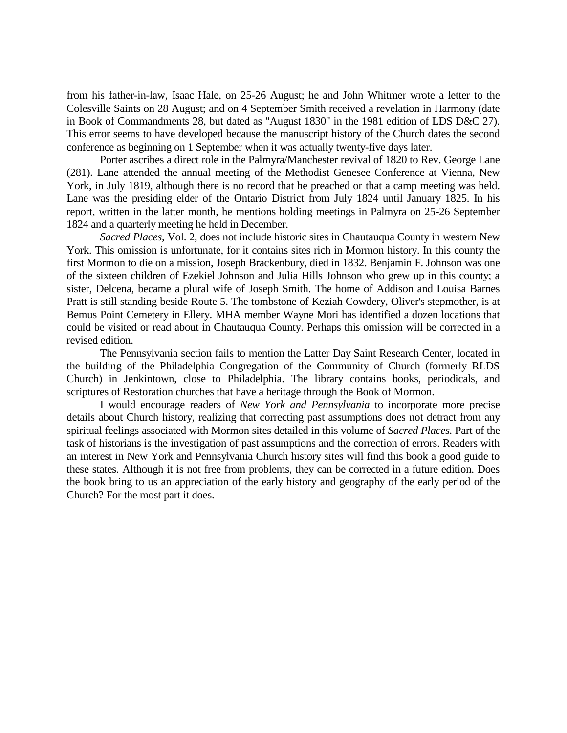from his father-in-law, Isaac Hale, on 25-26 August; he and John Whitmer wrote a letter to the Colesville Saints on 28 August; and on 4 September Smith received a revelation in Harmony (date in Book of Commandments 28, but dated as "August 1830" in the 1981 edition of LDS D&C 27). This error seems to have developed because the manuscript history of the Church dates the second conference as beginning on 1 September when it was actually twenty-five days later.

Porter ascribes a direct role in the Palmyra/Manchester revival of 1820 to Rev. George Lane (281). Lane attended the annual meeting of the Methodist Genesee Conference at Vienna, New York, in July 1819, although there is no record that he preached or that a camp meeting was held. Lane was the presiding elder of the Ontario District from July 1824 until January 1825. In his report, written in the latter month, he mentions holding meetings in Palmyra on 25-26 September 1824 and a quarterly meeting he held in December.

*Sacred Places*, Vol. 2, does not include historic sites in Chautauqua County in western New York. This omission is unfortunate, for it contains sites rich in Mormon history. In this county the first Mormon to die on a mission, Joseph Brackenbury, died in 1832. Benjamin F. Johnson was one of the sixteen children of Ezekiel Johnson and Julia Hills Johnson who grew up in this county; a sister, Delcena, became a plural wife of Joseph Smith. The home of Addison and Louisa Barnes Pratt is still standing beside Route 5. The tombstone of Keziah Cowdery, Oliver's stepmother, is at Bemus Point Cemetery in Ellery. MHA member Wayne Mori has identified a dozen locations that could be visited or read about in Chautauqua County. Perhaps this omission will be corrected in a revised edition.

The Pennsylvania section fails to mention the Latter Day Saint Research Center, located in the building of the Philadelphia Congregation of the Community of Church (formerly RLDS Church) in Jenkintown, close to Philadelphia. The library contains books, periodicals, and scriptures of Restoration churches that have a heritage through the Book of Mormon.

I would encourage readers of *New York and Pennsylvania* to incorporate more precise details about Church history, realizing that correcting past assumptions does not detract from any spiritual feelings associated with Mormon sites detailed in this volume of *Sacred Places.* Part of the task of historians is the investigation of past assumptions and the correction of errors. Readers with an interest in New York and Pennsylvania Church history sites will find this book a good guide to these states. Although it is not free from problems, they can be corrected in a future edition. Does the book bring to us an appreciation of the early history and geography of the early period of the Church? For the most part it does.